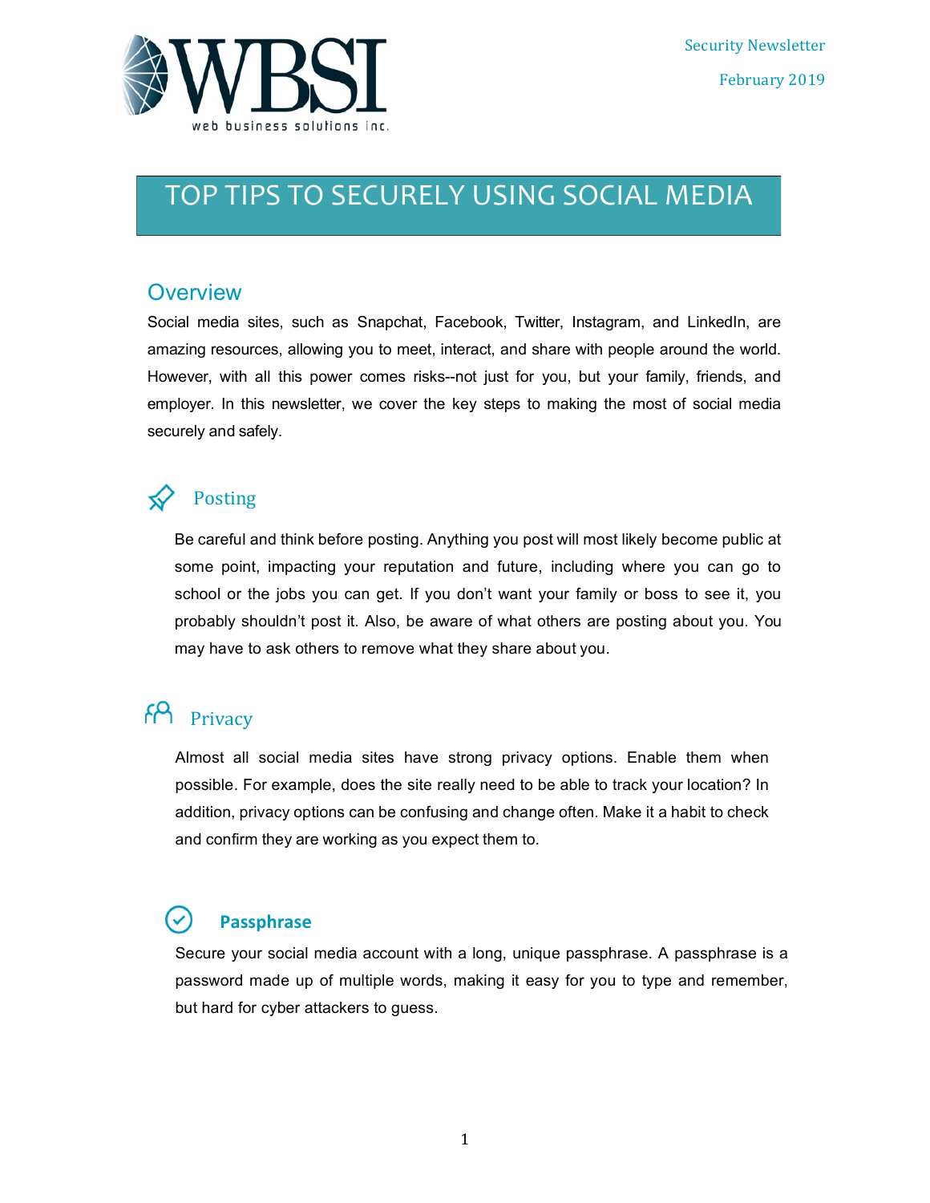WBSI

web business solutions inc.

Security Newsletter

February 2019

# TOP TIPS TO SECURELY USING SOCIAL MEDIA

## Overview

Social media sites, such as Snapchat, Facebook, Twitter, Instagram, and LinkedIn, are amazing resources, allowing you to meet, interact, and share with people around the world. However, with all this power comes risks--not just for you, but your family, friends, and employer. In this newsletter, we cover the key steps to making the most of social media securely and safely.

## Posting

Be careful and think before posting. Anything you post will most likely become public at some point, impacting your reputation and future, including where you can go to school or the jobs you can get. If you don't want your family or boss to see it, you probably shouldn't post it. Also, be aware of what others are posting about you. You may have to ask others to remove what they share about you.

## Privacy

Almost all social media sites have strong privacy options. Enable them when possible. For example, does the site really need to be able to track your location? In addition, privacy options can be confusing and change often. Make it a habit to check and confirm they are working as you expect them to.

## Passphrase

Secure your social media account with a long, unique passphrase. A passphrase is a password made up of multiple words, making it easy for you to type and remember, but hard for cyber attackers to guess.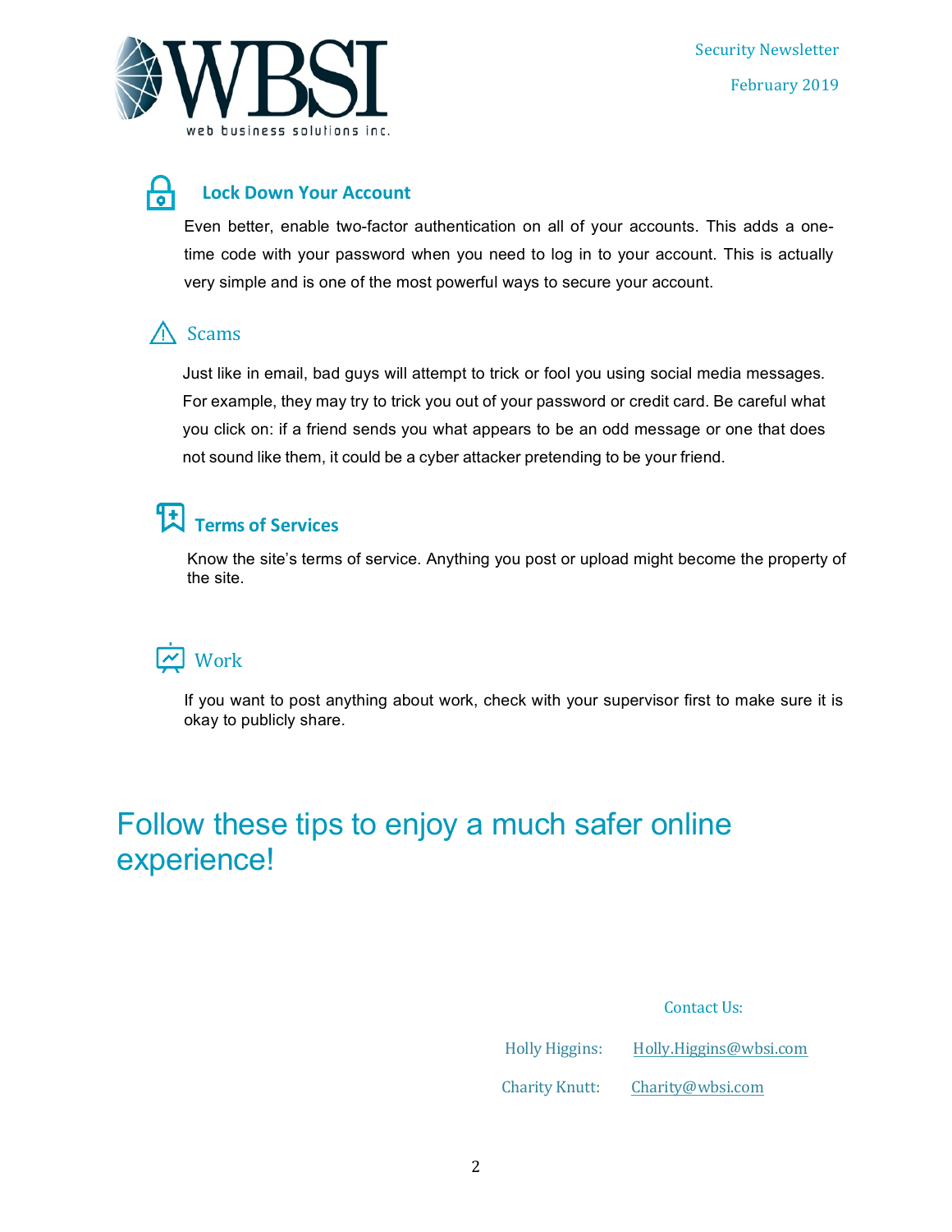## Lock Down Your Account

Even better, enable two-factor authentication on all of your accounts. This adds a one-time code with your password when you need to log in to your account. This is actually very simple and is one of the most powerful ways to secure your account.

## Scams

Just like in email, bad guys will attempt to trick or fool you using social media messages. For example, they may try to trick you out of your password or credit card. Be careful what you click on: if a friend sends you what appears to be an odd message or one that does not sound like them, it could be a cyber attacker pretending to be your friend.

## Terms of Services

Know the site's terms of service. Anything you post or upload might become the property of the site.

## Work

If you want to post anything about work, check with your supervisor first to make sure it is okay to publicly share.

# Follow these tips to enjoy a much safer online experience!

Contact Us:

Holly Higgins: Holly.Higgins@wbsi.com

Charity Knutt: Charity@wbsi.com